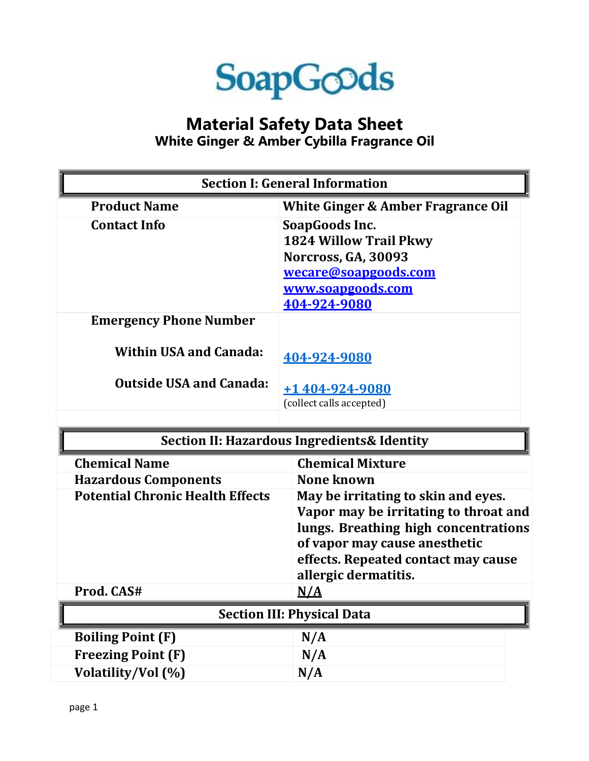# SoapGoods

# Material Safety Data Sheet

## White Ginger & Amber Cybilla Fragrance Oil

| Section I: General Information | |
|---|---|
| **Product Name** | **White Ginger & Amber Fragrance Oil** |
| **Contact Info** | **SoapGoods Inc.**<br>**1824 Willow Trail Pkwy**<br>**Norcross, GA, 30093**<br>**wecare@soapgoods.com**<br>**www.soapgoods.com**<br>**404-924-9080** |
| **Emergency Phone Number** | |
| **Within USA and Canada:** | **404-924-9080** |
| **Outside USA and Canada:** | **+1 404-924-9080**<br>(collect calls accepted) |

| Section II: Hazardous Ingredients& Identity | |
|---|---|
| **Chemical Name** | **Chemical Mixture** |
| **Hazardous Components** | **None known** |
| **Potential Chronic Health Effects** | **May be irritating to skin and eyes. Vapor may be irritating to throat and lungs. Breathing high concentrations of vapor may cause anesthetic effects. Repeated contact may cause allergic dermatitis.** |
| **Prod. CAS#** | **N/A** |

| Section III: Physical Data | |
|---|---|
| **Boiling Point (F)** | **N/A** |
| **Freezing Point (F)** | **N/A** |
| **Volatility/Vol (%)** | **N/A** |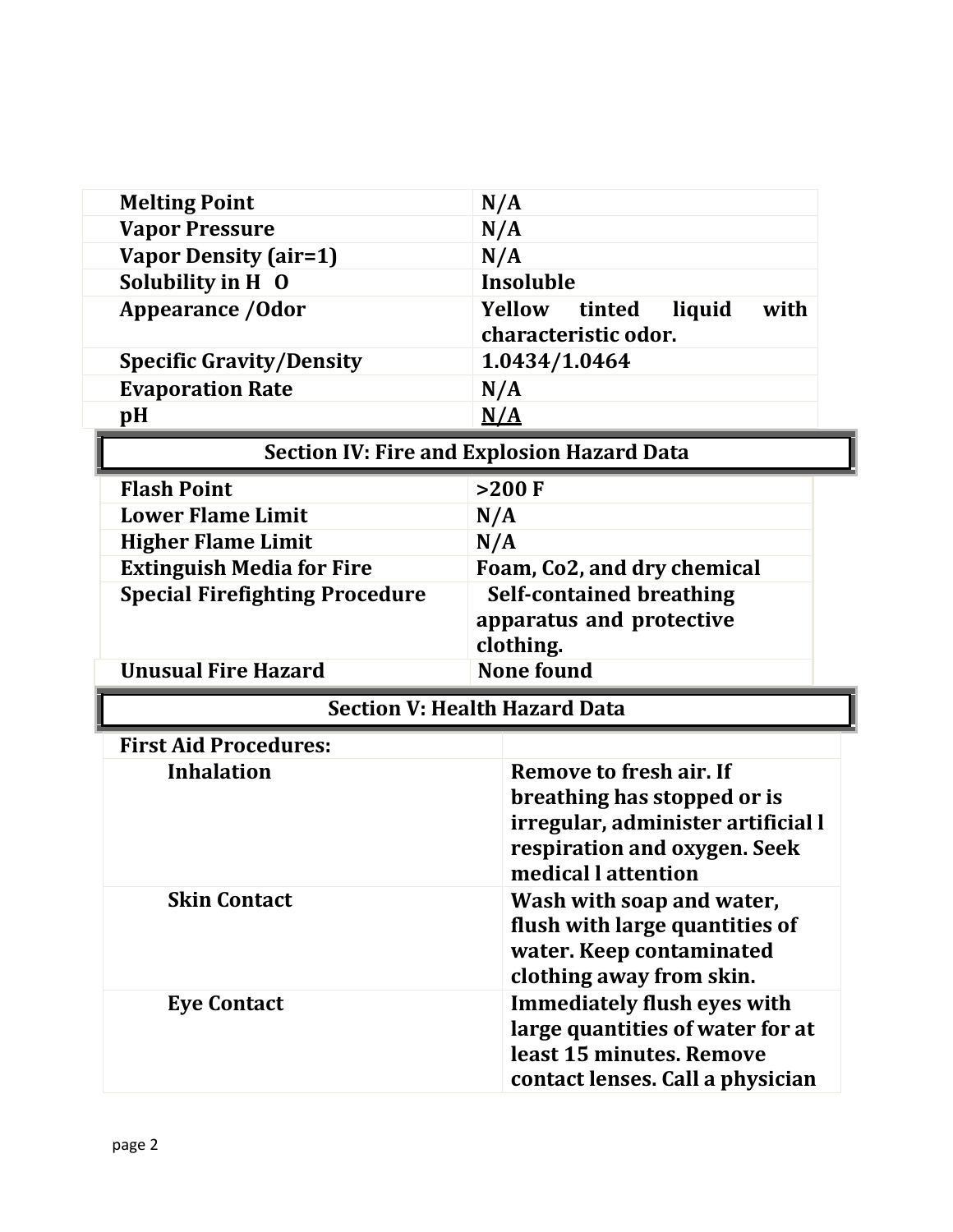| Melting Point | N/A |
|---|---|
| Vapor Pressure | N/A |
| Vapor Density (air=1) | N/A |
| Solubility in $H_2O$ | Insoluble |
| Appearance /Odor | Yellow tinted liquid with characteristic odor. |
| Specific Gravity/Density | 1.0434/1.0464 |
| Evaporation Rate | N/A |
| pH | N/A |

## Section IV: Fire and Explosion Hazard Data

| Flash Point | >200 F |
|---|---|
| Lower Flame Limit | N/A |
| Higher Flame Limit | N/A |
| Extinguish Media for Fire | Foam, Co2, and dry chemical |
| Special Firefighting Procedure | Self-contained breathing apparatus and protective clothing. |
| Unusual Fire Hazard | None found |

## Section V: Health Hazard Data

| First Aid Procedures: | |
|---|---|
| Inhalation | Remove to fresh air. If breathing has stopped or is irregular, administer artificial l respiration and oxygen. Seek medical l attention |
| Skin Contact | Wash with soap and water, flush with large quantities of water. Keep contaminated clothing away from skin. |
| Eye Contact | Immediately flush eyes with large quantities of water for at least 15 minutes. Remove contact lenses. Call a physician |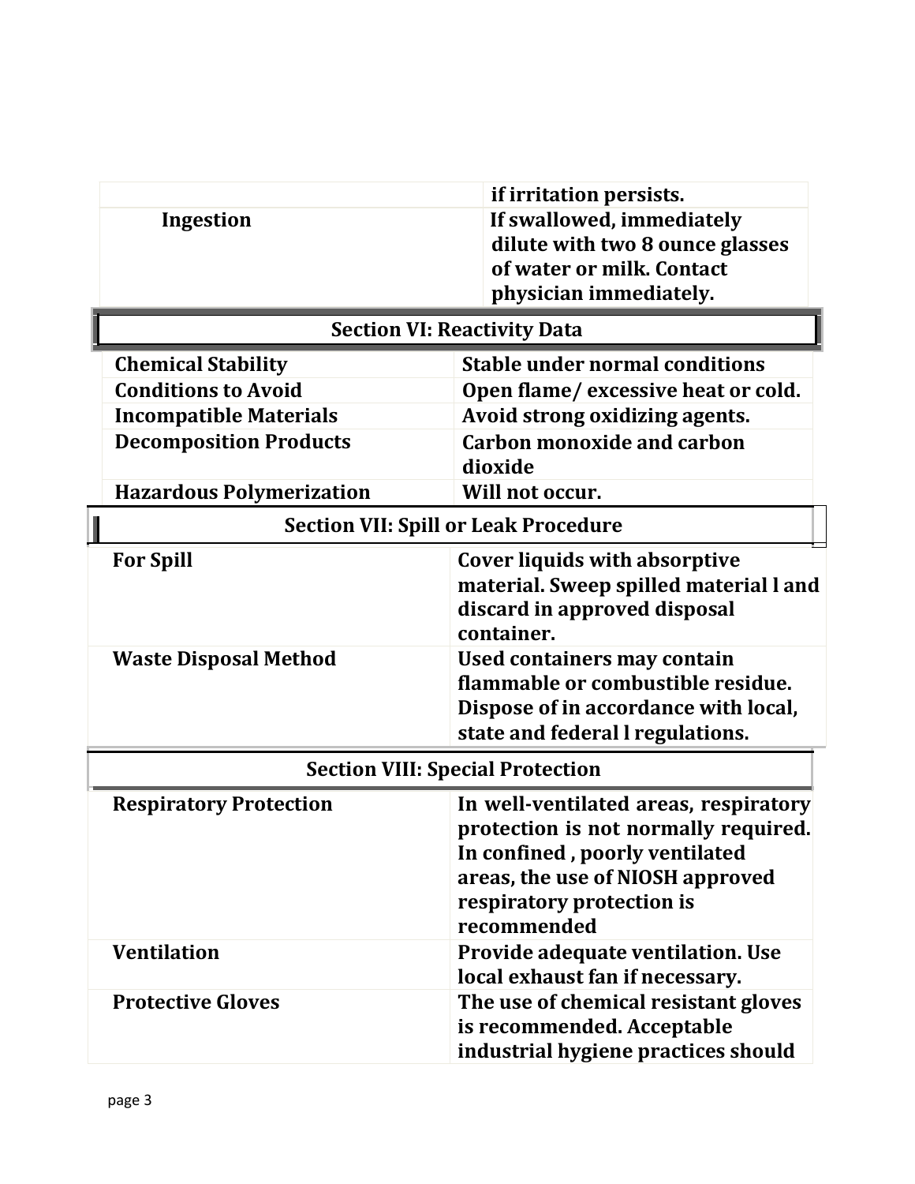| | |
|---|---|
| | if irritation persists. |
| Ingestion | If swallowed, immediately dilute with two 8 ounce glasses of water or milk. Contact physician immediately. |

## Section VI: Reactivity Data

| | |
|---|---|
| Chemical Stability | Stable under normal conditions |
| Conditions to Avoid | Open flame/ excessive heat or cold. |
| Incompatible Materials | Avoid strong oxidizing agents. |
| Decomposition Products | Carbon monoxide and carbon dioxide |
| Hazardous Polymerization | Will not occur. |

## Section VII: Spill or Leak Procedure

| | |
|---|---|
| For Spill | Cover liquids with absorptive material. Sweep spilled material l and discard in approved disposal container. |
| Waste Disposal Method | Used containers may contain flammable or combustible residue. Dispose of in accordance with local, state and federal l regulations. |

## Section VIII: Special Protection

| | |
|---|---|
| Respiratory Protection | In well-ventilated areas, respiratory protection is not normally required. In confined , poorly ventilated areas, the use of NIOSH approved respiratory protection is recommended |
| Ventilation | Provide adequate ventilation. Use local exhaust fan if necessary. |
| Protective Gloves | The use of chemical resistant gloves is recommended. Acceptable industrial hygiene practices should |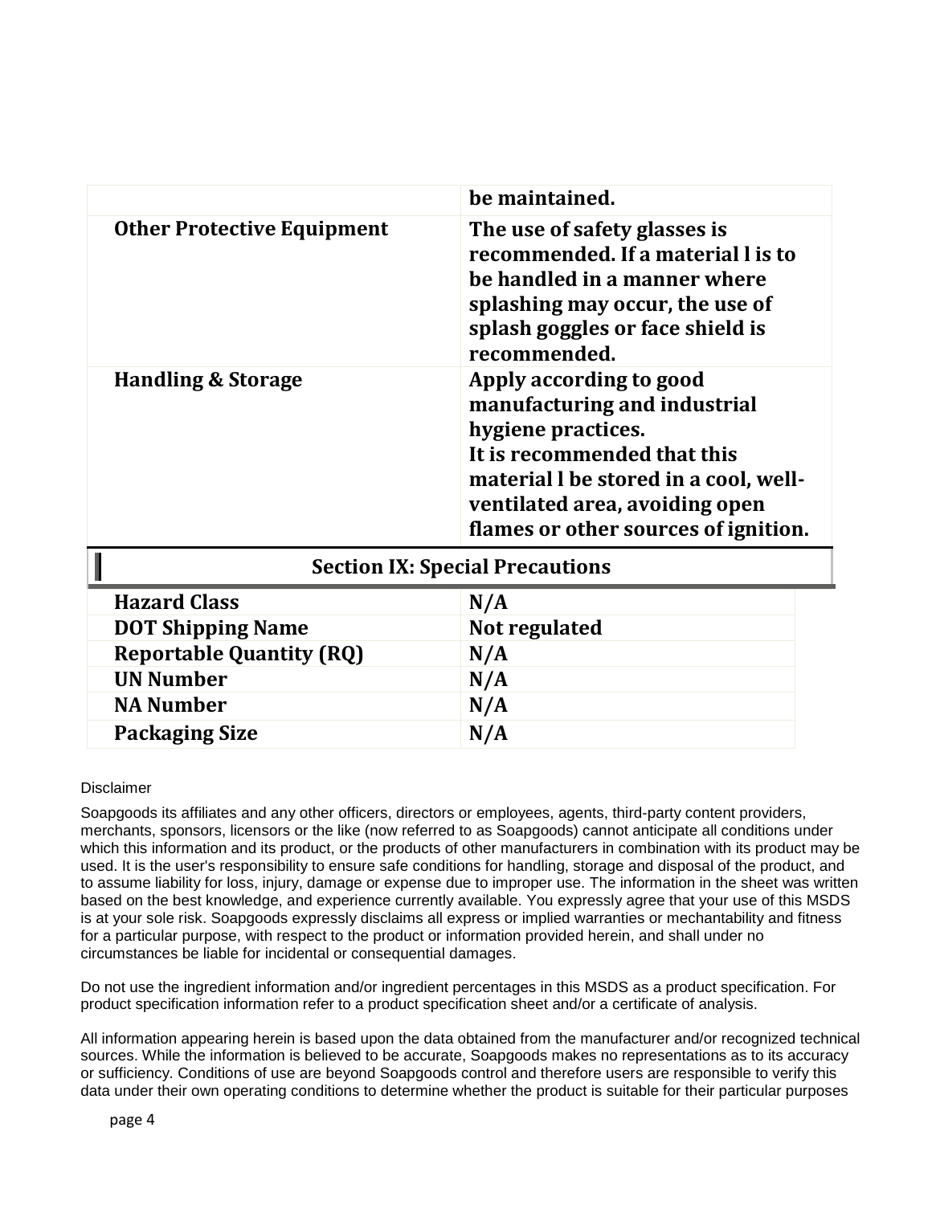| | |
|---|---|
| | **be maintained.** |
| **Other Protective Equipment** | **The use of safety glasses is recommended. If a material l is to be handled in a manner where splashing may occur, the use of splash goggles or face shield is recommended.** |
| **Handling & Storage** | **Apply according to good manufacturing and industrial hygiene practices.<br>It is recommended that this material l be stored in a cool, well-ventilated area, avoiding open flames or other sources of ignition.** |

## Section IX: Special Precautions

| | |
|---|---|
| **Hazard Class** | **N/A** |
| **DOT Shipping Name** | **Not regulated** |
| **Reportable Quantity (RQ)** | **N/A** |
| **UN Number** | **N/A** |
| **NA Number** | **N/A** |
| **Packaging Size** | **N/A** |

Disclaimer

Soapgoods its affiliates and any other officers, directors or employees, agents, third-party content providers, merchants, sponsors, licensors or the like (now referred to as Soapgoods) cannot anticipate all conditions under which this information and its product, or the products of other manufacturers in combination with its product may be used. It is the user's responsibility to ensure safe conditions for handling, storage and disposal of the product, and to assume liability for loss, injury, damage or expense due to improper use. The information in the sheet was written based on the best knowledge, and experience currently available. You expressly agree that your use of this MSDS is at your sole risk. Soapgoods expressly disclaims all express or implied warranties or mechantability and fitness for a particular purpose, with respect to the product or information provided herein, and shall under no circumstances be liable for incidental or consequential damages.

Do not use the ingredient information and/or ingredient percentages in this MSDS as a product specification. For product specification information refer to a product specification sheet and/or a certificate of analysis.

All information appearing herein is based upon the data obtained from the manufacturer and/or recognized technical sources. While the information is believed to be accurate, Soapgoods makes no representations as to its accuracy or sufficiency. Conditions of use are beyond Soapgoods control and therefore users are responsible to verify this data under their own operating conditions to determine whether the product is suitable for their particular purposes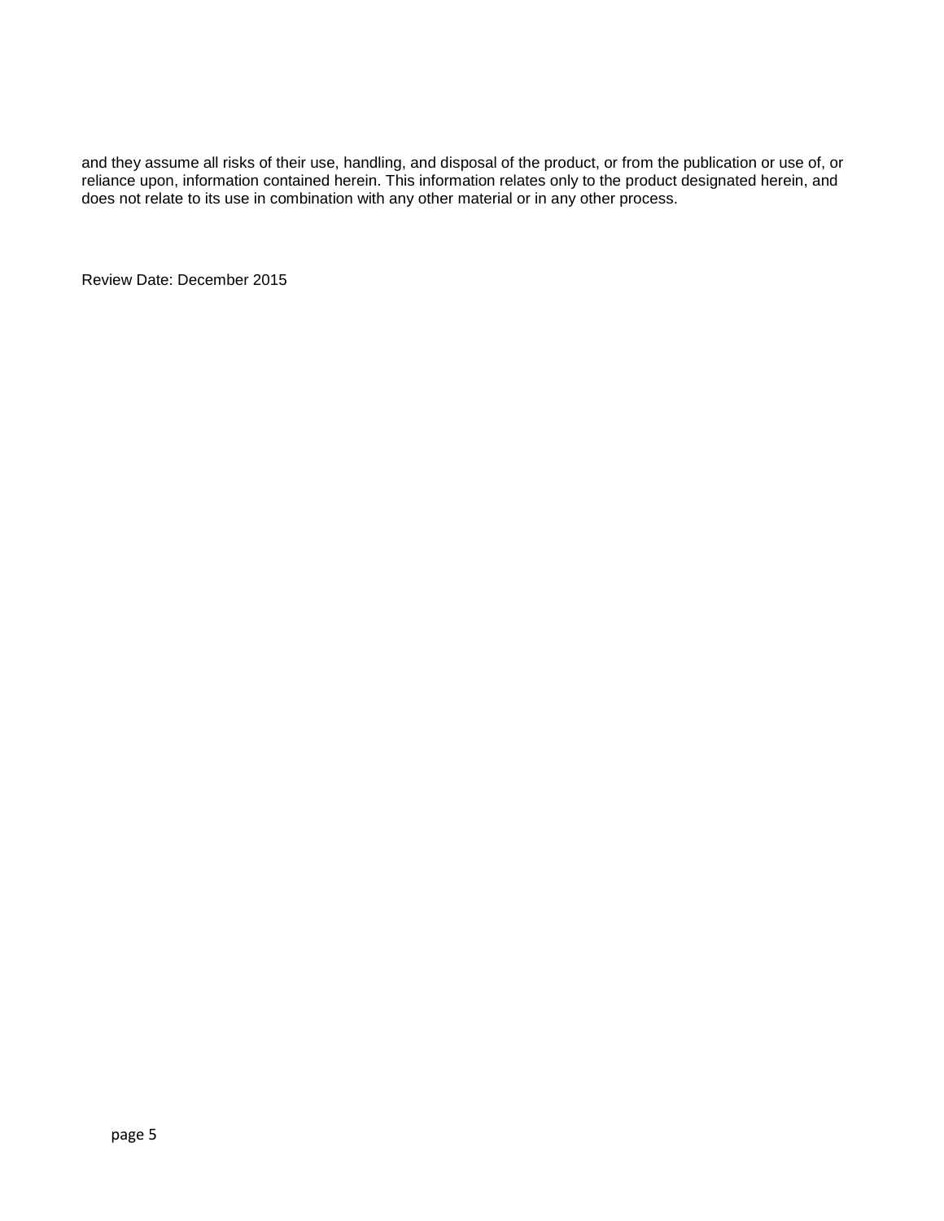and they assume all risks of their use, handling, and disposal of the product, or from the publication or use of, or reliance upon, information contained herein. This information relates only to the product designated herein, and does not relate to its use in combination with any other material or in any other process.

Review Date: December 2015